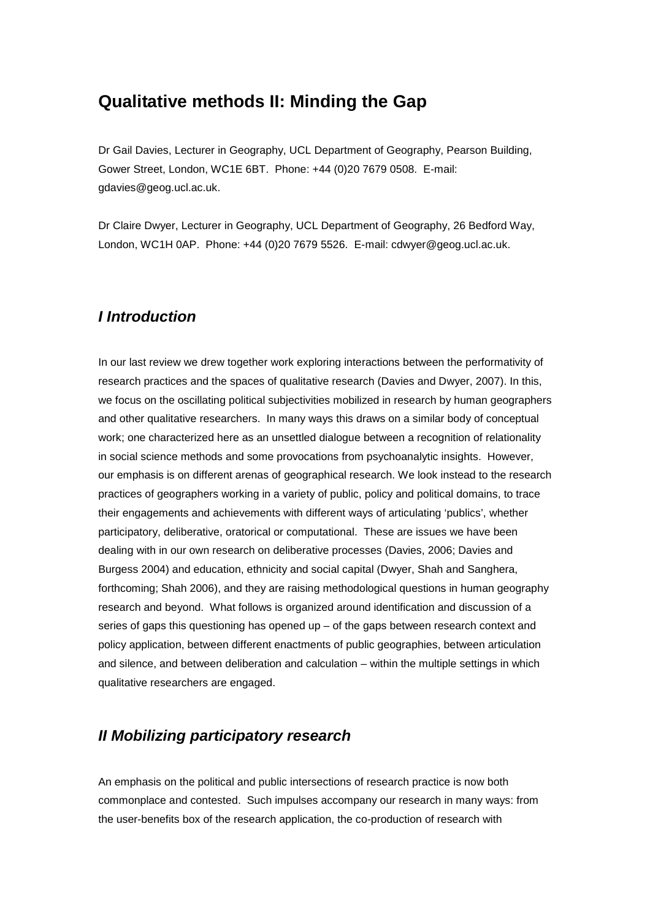# Qualitative methods II: Minding the Gap

Dr Gail Davies, Lecturer in Geography, UCL Department of Geography, Pearson Building, Gower Street, London, WC1E 6BT. Phone: +44 (0)20 7679 0508. E-mail: gdavies@geog.ucl.ac.uk.

Dr Claire Dwyer, Lecturer in Geography, UCL Department of Geography, 26 Bedford Way, London, WC1H 0AP. Phone: +44 (0)20 7679 5526. E-mail: cdwyer@geog.ucl.ac.uk.

## *I Introduction*

In our last review we drew together work exploring interactions between the performativity of research practices and the spaces of qualitative research (Davies and Dwyer, 2007). In this, we focus on the oscillating political subjectivities mobilized in research by human geographers and other qualitative researchers. In many ways this draws on a similar body of conceptual work; one characterized here as an unsettled dialogue between a recognition of relationality in social science methods and some provocations from psychoanalytic insights. However, our emphasis is on different arenas of geographical research. We look instead to the research practices of geographers working in a variety of public, policy and political domains, to trace their engagements and achievements with different ways of articulating 'publics', whether participatory, deliberative, oratorical or computational. These are issues we have been dealing with in our own research on deliberative processes (Davies, 2006; Davies and Burgess 2004) and education, ethnicity and social capital (Dwyer, Shah and Sanghera, forthcoming; Shah 2006), and they are raising methodological questions in human geography research and beyond. What follows is organized around identification and discussion of a series of gaps this questioning has opened up – of the gaps between research context and policy application, between different enactments of public geographies, between articulation and silence, and between deliberation and calculation – within the multiple settings in which qualitative researchers are engaged.

## *II Mobilizing participatory research*

An emphasis on the political and public intersections of research practice is now both commonplace and contested. Such impulses accompany our research in many ways: from the user-benefits box of the research application, the co-production of research with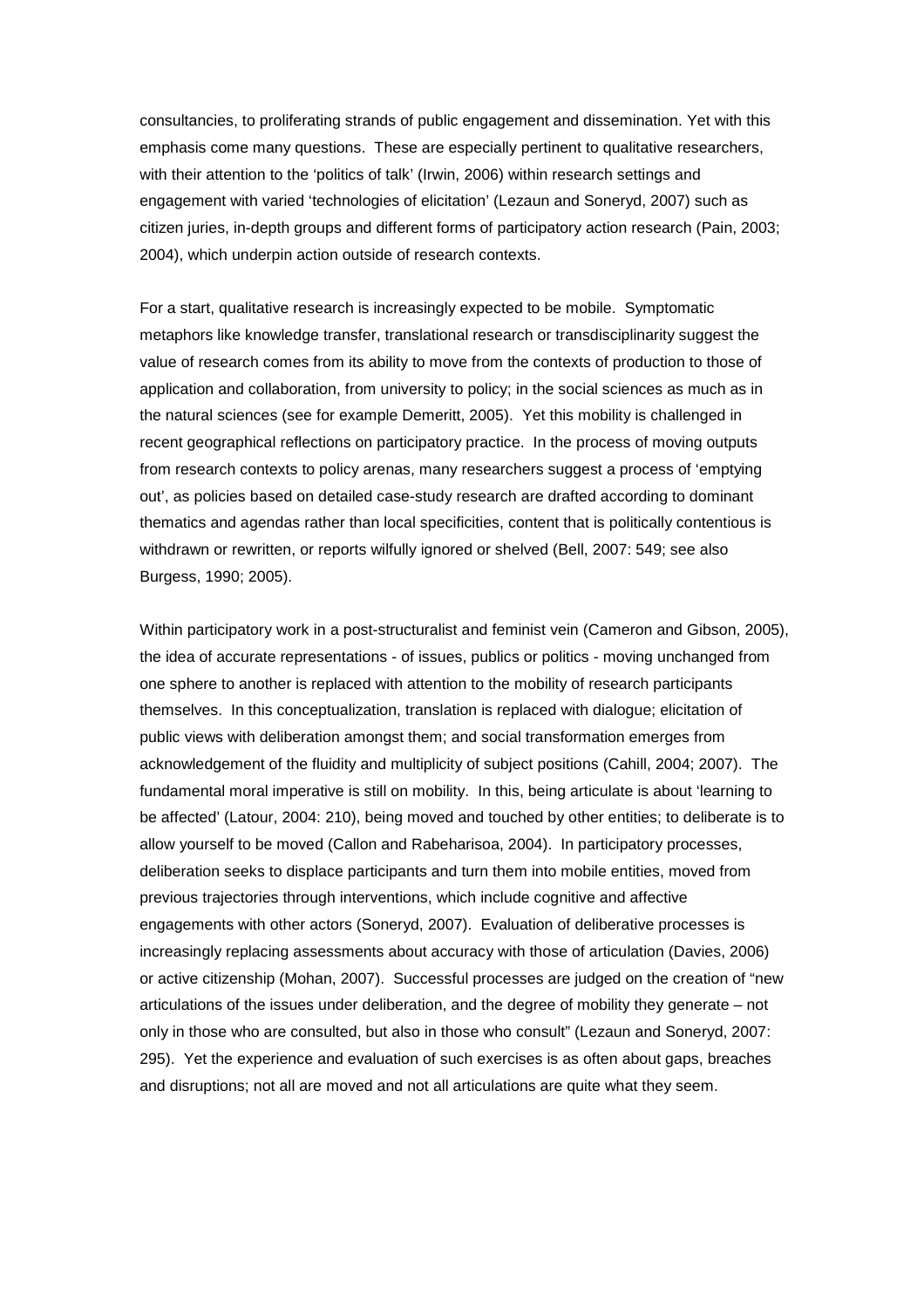consultancies, to proliferating strands of public engagement and dissemination. Yet with this emphasis come many questions. These are especially pertinent to qualitative researchers, with their attention to the 'politics of talk' (Irwin, 2006) within research settings and engagement with varied 'technologies of elicitation' (Lezaun and Soneryd, 2007) such as citizen juries, in-depth groups and different forms of participatory action research (Pain, 2003; 2004), which underpin action outside of research contexts.

For a start, qualitative research is increasingly expected to be mobile. Symptomatic metaphors like knowledge transfer, translational research or transdisciplinarity suggest the value of research comes from its ability to move from the contexts of production to those of application and collaboration, from university to policy; in the social sciences as much as in the natural sciences (see for example Demeritt, 2005). Yet this mobility is challenged in recent geographical reflections on participatory practice. In the process of moving outputs from research contexts to policy arenas, many researchers suggest a process of 'emptying out', as policies based on detailed case-study research are drafted according to dominant thematics and agendas rather than local specificities, content that is politically contentious is withdrawn or rewritten, or reports wilfully ignored or shelved (Bell, 2007: 549; see also Burgess, 1990; 2005).

Within participatory work in a post-structuralist and feminist vein (Cameron and Gibson, 2005), the idea of accurate representations - of issues, publics or politics - moving unchanged from one sphere to another is replaced with attention to the mobility of research participants themselves. In this conceptualization, translation is replaced with dialogue; elicitation of public views with deliberation amongst them; and social transformation emerges from acknowledgement of the fluidity and multiplicity of subject positions (Cahill, 2004; 2007). The fundamental moral imperative is still on mobility. In this, being articulate is about 'learning to be affected' (Latour, 2004: 210), being moved and touched by other entities; to deliberate is to allow yourself to be moved (Callon and Rabeharisoa, 2004). In participatory processes, deliberation seeks to displace participants and turn them into mobile entities, moved from previous trajectories through interventions, which include cognitive and affective engagements with other actors (Soneryd, 2007). Evaluation of deliberative processes is increasingly replacing assessments about accuracy with those of articulation (Davies, 2006) or active citizenship (Mohan, 2007). Successful processes are judged on the creation of "new articulations of the issues under deliberation, and the degree of mobility they generate – not only in those who are consulted, but also in those who consult" (Lezaun and Soneryd, 2007: 295). Yet the experience and evaluation of such exercises is as often about gaps, breaches and disruptions; not all are moved and not all articulations are quite what they seem.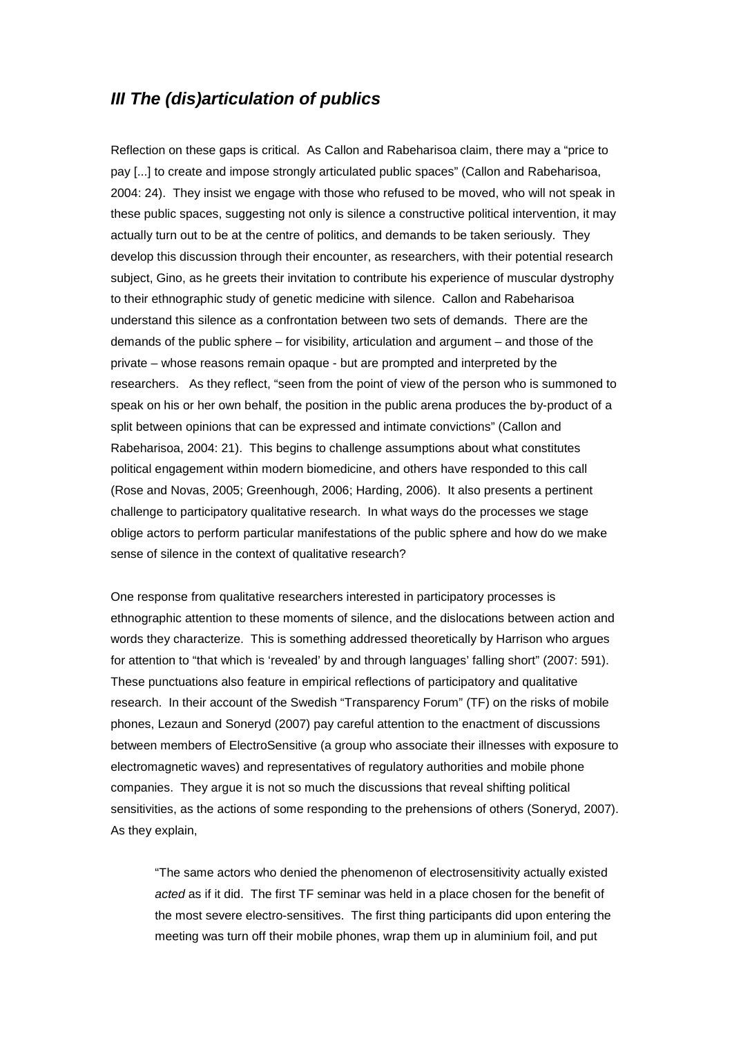## *III The (dis)articulation of publics*

Reflection on these gaps is critical. As Callon and Rabeharisoa claim, there may a "price to pay [...] to create and impose strongly articulated public spaces" (Callon and Rabeharisoa, 2004: 24). They insist we engage with those who refused to be moved, who will not speak in these public spaces, suggesting not only is silence a constructive political intervention, it may actually turn out to be at the centre of politics, and demands to be taken seriously. They develop this discussion through their encounter, as researchers, with their potential research subject, Gino, as he greets their invitation to contribute his experience of muscular dystrophy to their ethnographic study of genetic medicine with silence. Callon and Rabeharisoa understand this silence as a confrontation between two sets of demands. There are the demands of the public sphere – for visibility, articulation and argument – and those of the private – whose reasons remain opaque - but are prompted and interpreted by the researchers. As they reflect, "seen from the point of view of the person who is summoned to speak on his or her own behalf, the position in the public arena produces the by-product of a split between opinions that can be expressed and intimate convictions" (Callon and Rabeharisoa, 2004: 21). This begins to challenge assumptions about what constitutes political engagement within modern biomedicine, and others have responded to this call (Rose and Novas, 2005; Greenhough, 2006; Harding, 2006). It also presents a pertinent challenge to participatory qualitative research. In what ways do the processes we stage oblige actors to perform particular manifestations of the public sphere and how do we make sense of silence in the context of qualitative research?

One response from qualitative researchers interested in participatory processes is ethnographic attention to these moments of silence, and the dislocations between action and words they characterize. This is something addressed theoretically by Harrison who argues for attention to "that which is 'revealed' by and through languages' falling short" (2007: 591). These punctuations also feature in empirical reflections of participatory and qualitative research. In their account of the Swedish "Transparency Forum" (TF) on the risks of mobile phones, Lezaun and Soneryd (2007) pay careful attention to the enactment of discussions between members of ElectroSensitive (a group who associate their illnesses with exposure to electromagnetic waves) and representatives of regulatory authorities and mobile phone companies. They argue it is not so much the discussions that reveal shifting political sensitivities, as the actions of some responding to the prehensions of others (Soneryd, 2007). As they explain,

> "The same actors who denied the phenomenon of electrosensitivity actually existed *acted* as if it did. The first TF seminar was held in a place chosen for the benefit of the most severe electro-sensitives. The first thing participants did upon entering the meeting was turn off their mobile phones, wrap them up in aluminium foil, and put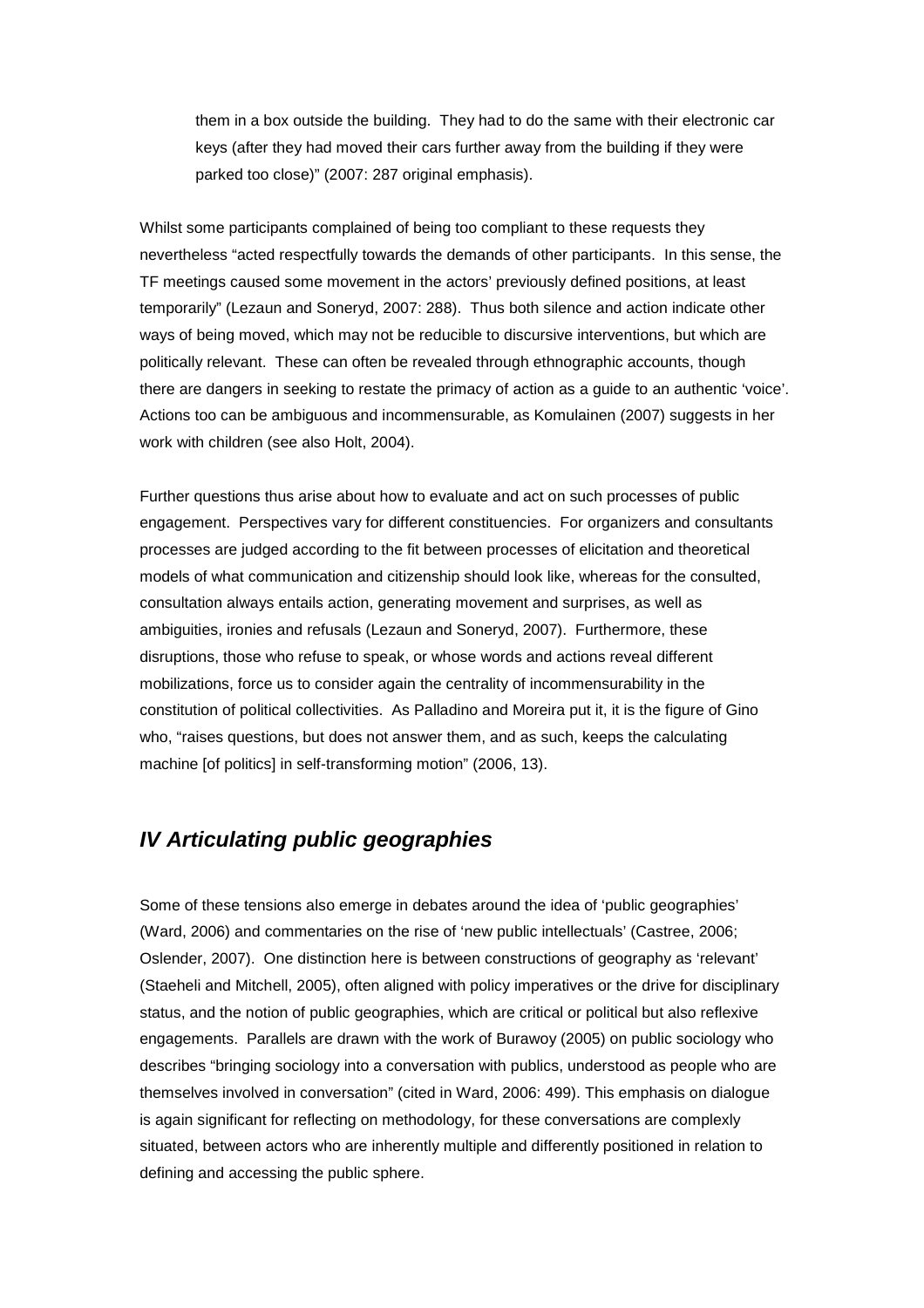them in a box outside the building. They had to do the same with their electronic car keys (after they had moved their cars further away from the building if they were parked too close)" (2007: 287 original emphasis).

Whilst some participants complained of being too compliant to these requests they nevertheless "acted respectfully towards the demands of other participants. In this sense, the TF meetings caused some movement in the actors' previously defined positions, at least temporarily" (Lezaun and Soneryd, 2007: 288). Thus both silence and action indicate other ways of being moved, which may not be reducible to discursive interventions, but which are politically relevant. These can often be revealed through ethnographic accounts, though there are dangers in seeking to restate the primacy of action as a guide to an authentic 'voice'. Actions too can be ambiguous and incommensurable, as Komulainen (2007) suggests in her work with children (see also Holt, 2004).

Further questions thus arise about how to evaluate and act on such processes of public engagement. Perspectives vary for different constituencies. For organizers and consultants processes are judged according to the fit between processes of elicitation and theoretical models of what communication and citizenship should look like, whereas for the consulted, consultation always entails action, generating movement and surprises, as well as ambiguities, ironies and refusals (Lezaun and Soneryd, 2007). Furthermore, these disruptions, those who refuse to speak, or whose words and actions reveal different mobilizations, force us to consider again the centrality of incommensurability in the constitution of political collectivities. As Palladino and Moreira put it, it is the figure of Gino who, "raises questions, but does not answer them, and as such, keeps the calculating machine [of politics] in self-transforming motion" (2006, 13).

## *IV Articulating public geographies*

Some of these tensions also emerge in debates around the idea of 'public geographies' (Ward, 2006) and commentaries on the rise of 'new public intellectuals' (Castree, 2006; Oslender, 2007). One distinction here is between constructions of geography as 'relevant' (Staeheli and Mitchell, 2005), often aligned with policy imperatives or the drive for disciplinary status, and the notion of public geographies, which are critical or political but also reflexive engagements. Parallels are drawn with the work of Burawoy (2005) on public sociology who describes "bringing sociology into a conversation with publics, understood as people who are themselves involved in conversation" (cited in Ward, 2006: 499). This emphasis on dialogue is again significant for reflecting on methodology, for these conversations are complexly situated, between actors who are inherently multiple and differently positioned in relation to defining and accessing the public sphere.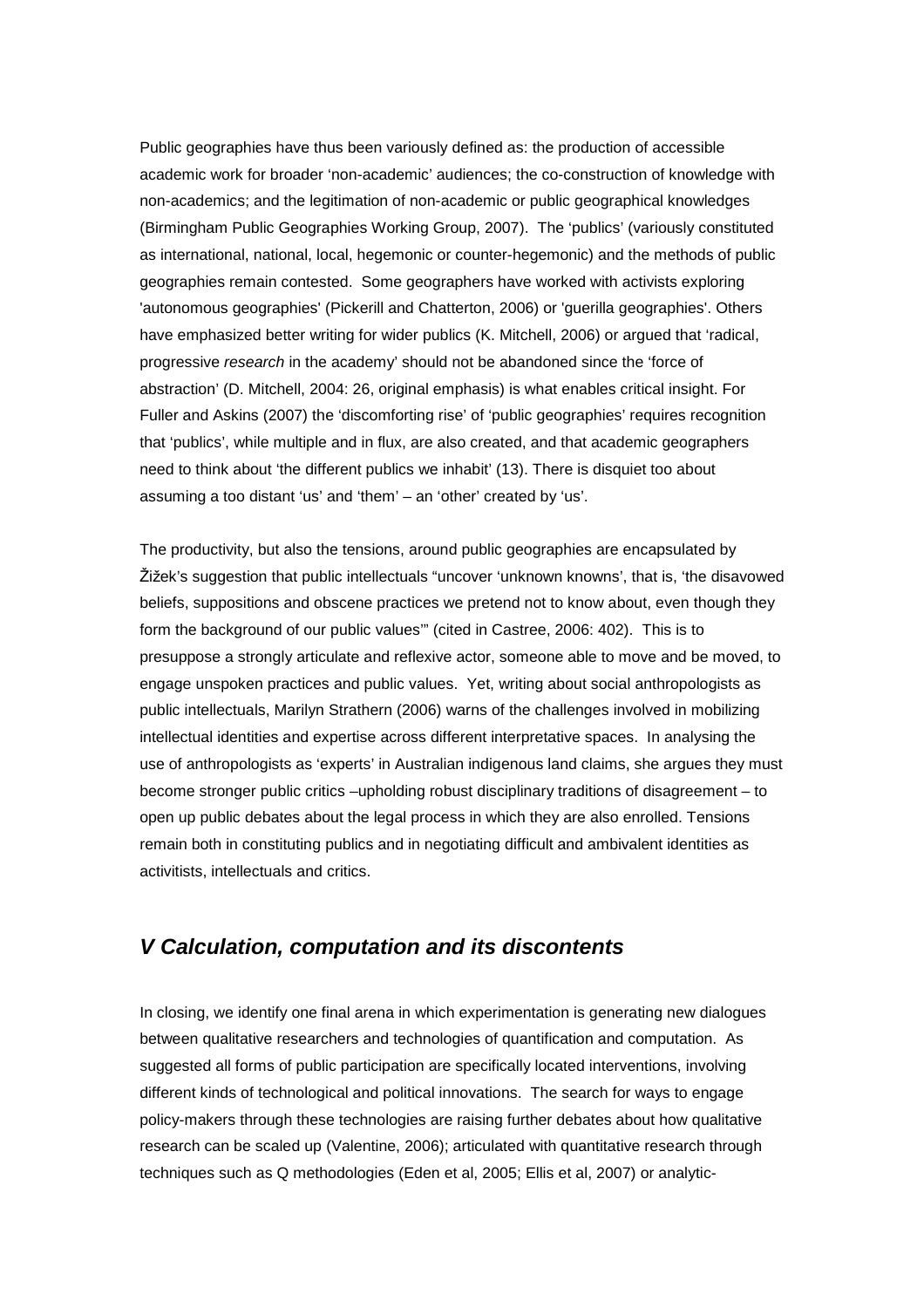Public geographies have thus been variously defined as: the production of accessible academic work for broader 'non-academic' audiences; the co-construction of knowledge with non-academics; and the legitimation of non-academic or public geographical knowledges (Birmingham Public Geographies Working Group, 2007). The 'publics' (variously constituted as international, national, local, hegemonic or counter-hegemonic) and the methods of public geographies remain contested. Some geographers have worked with activists exploring 'autonomous geographies' (Pickerill and Chatterton, 2006) or 'guerilla geographies'. Others have emphasized better writing for wider publics (K. Mitchell, 2006) or argued that 'radical, progressive *research* in the academy' should not be abandoned since the 'force of abstraction' (D. Mitchell, 2004: 26, original emphasis) is what enables critical insight. For Fuller and Askins (2007) the 'discomforting rise' of 'public geographies' requires recognition that 'publics', while multiple and in flux, are also created, and that academic geographers need to think about 'the different publics we inhabit' (13). There is disquiet too about assuming a too distant 'us' and 'them' – an 'other' created by 'us'.

The productivity, but also the tensions, around public geographies are encapsulated by Žižek's suggestion that public intellectuals "uncover 'unknown knowns', that is, 'the disavowed beliefs, suppositions and obscene practices we pretend not to know about, even though they form the background of our public values'" (cited in Castree, 2006: 402). This is to presuppose a strongly articulate and reflexive actor, someone able to move and be moved, to engage unspoken practices and public values. Yet, writing about social anthropologists as public intellectuals, Marilyn Strathern (2006) warns of the challenges involved in mobilizing intellectual identities and expertise across different interpretative spaces. In analysing the use of anthropologists as 'experts' in Australian indigenous land claims, she argues they must become stronger public critics –upholding robust disciplinary traditions of disagreement – to open up public debates about the legal process in which they are also enrolled. Tensions remain both in constituting publics and in negotiating difficult and ambivalent identities as activitists, intellectuals and critics.

## *V Calculation, computation and its discontents*

In closing, we identify one final arena in which experimentation is generating new dialogues between qualitative researchers and technologies of quantification and computation. As suggested all forms of public participation are specifically located interventions, involving different kinds of technological and political innovations. The search for ways to engage policy-makers through these technologies are raising further debates about how qualitative research can be scaled up (Valentine, 2006); articulated with quantitative research through techniques such as Q methodologies (Eden et al, 2005; Ellis et al, 2007) or analytic-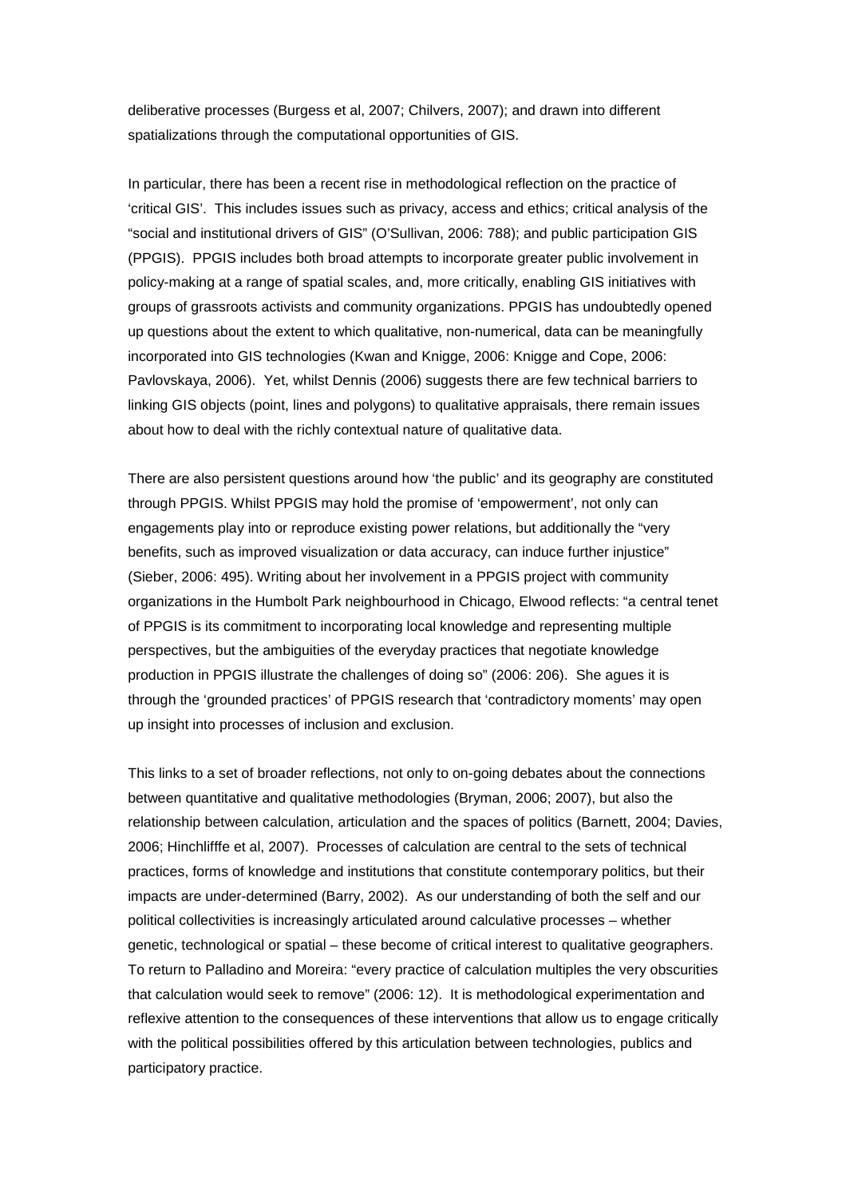deliberative processes (Burgess et al, 2007; Chilvers, 2007); and drawn into different spatializations through the computational opportunities of GIS.

In particular, there has been a recent rise in methodological reflection on the practice of 'critical GIS'. This includes issues such as privacy, access and ethics; critical analysis of the "social and institutional drivers of GIS" (O'Sullivan, 2006: 788); and public participation GIS (PPGIS). PPGIS includes both broad attempts to incorporate greater public involvement in policy-making at a range of spatial scales, and, more critically, enabling GIS initiatives with groups of grassroots activists and community organizations. PPGIS has undoubtedly opened up questions about the extent to which qualitative, non-numerical, data can be meaningfully incorporated into GIS technologies (Kwan and Knigge, 2006: Knigge and Cope, 2006: Pavlovskaya, 2006). Yet, whilst Dennis (2006) suggests there are few technical barriers to linking GIS objects (point, lines and polygons) to qualitative appraisals, there remain issues about how to deal with the richly contextual nature of qualitative data.

There are also persistent questions around how 'the public' and its geography are constituted through PPGIS. Whilst PPGIS may hold the promise of 'empowerment', not only can engagements play into or reproduce existing power relations, but additionally the "very benefits, such as improved visualization or data accuracy, can induce further injustice" (Sieber, 2006: 495). Writing about her involvement in a PPGIS project with community organizations in the Humbolt Park neighbourhood in Chicago, Elwood reflects: "a central tenet of PPGIS is its commitment to incorporating local knowledge and representing multiple perspectives, but the ambiguities of the everyday practices that negotiate knowledge production in PPGIS illustrate the challenges of doing so" (2006: 206). She agues it is through the 'grounded practices' of PPGIS research that 'contradictory moments' may open up insight into processes of inclusion and exclusion.

This links to a set of broader reflections, not only to on-going debates about the connections between quantitative and qualitative methodologies (Bryman, 2006; 2007), but also the relationship between calculation, articulation and the spaces of politics (Barnett, 2004; Davies, 2006; Hinchlifffe et al, 2007). Processes of calculation are central to the sets of technical practices, forms of knowledge and institutions that constitute contemporary politics, but their impacts are under-determined (Barry, 2002). As our understanding of both the self and our political collectivities is increasingly articulated around calculative processes – whether genetic, technological or spatial – these become of critical interest to qualitative geographers. To return to Palladino and Moreira: "every practice of calculation multiples the very obscurities that calculation would seek to remove" (2006: 12). It is methodological experimentation and reflexive attention to the consequences of these interventions that allow us to engage critically with the political possibilities offered by this articulation between technologies, publics and participatory practice.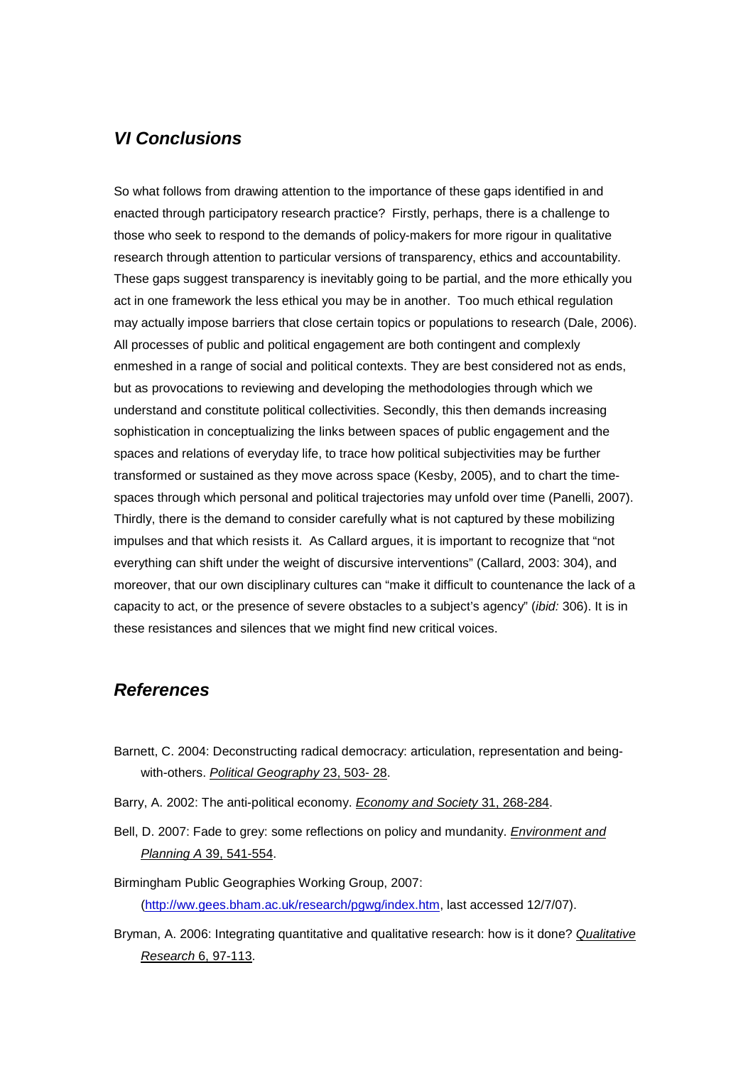## *VI Conclusions*

So what follows from drawing attention to the importance of these gaps identified in and enacted through participatory research practice? Firstly, perhaps, there is a challenge to those who seek to respond to the demands of policy-makers for more rigour in qualitative research through attention to particular versions of transparency, ethics and accountability. These gaps suggest transparency is inevitably going to be partial, and the more ethically you act in one framework the less ethical you may be in another. Too much ethical regulation may actually impose barriers that close certain topics or populations to research (Dale, 2006). All processes of public and political engagement are both contingent and complexly enmeshed in a range of social and political contexts. They are best considered not as ends, but as provocations to reviewing and developing the methodologies through which we understand and constitute political collectivities. Secondly, this then demands increasing sophistication in conceptualizing the links between spaces of public engagement and the spaces and relations of everyday life, to trace how political subjectivities may be further transformed or sustained as they move across space (Kesby, 2005), and to chart the time-spaces through which personal and political trajectories may unfold over time (Panelli, 2007). Thirdly, there is the demand to consider carefully what is not captured by these mobilizing impulses and that which resists it. As Callard argues, it is important to recognize that "not everything can shift under the weight of discursive interventions" (Callard, 2003: 304), and moreover, that our own disciplinary cultures can "make it difficult to countenance the lack of a capacity to act, or the presence of severe obstacles to a subject's agency" (*ibid:* 306). It is in these resistances and silences that we might find new critical voices.

## *References*

Barnett, C. 2004: Deconstructing radical democracy: articulation, representation and being-with-others. *Political Geography* 23, 503- 28.

Barry, A. 2002: The anti-political economy. *Economy and Society* 31, 268-284.

Bell, D. 2007: Fade to grey: some reflections on policy and mundanity. *Environment and Planning A* 39, 541-554.

Birmingham Public Geographies Working Group, 2007: (http://ww.gees.bham.ac.uk/research/pgwg/index.htm, last accessed 12/7/07).

Bryman, A. 2006: Integrating quantitative and qualitative research: how is it done? *Qualitative Research* 6, 97-113.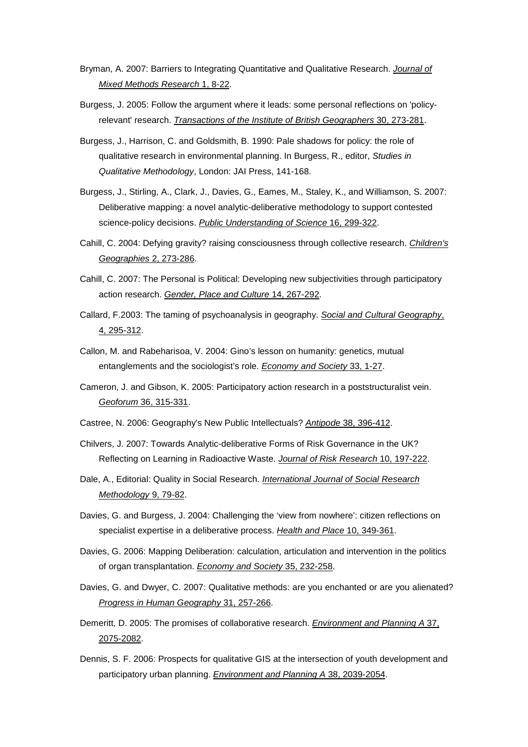Bryman, A. 2007: Barriers to Integrating Quantitative and Qualitative Research. *Journal of Mixed Methods Research* 1, 8-22.

Burgess, J. 2005: Follow the argument where it leads: some personal reflections on 'policy-relevant' research. *Transactions of the Institute of British Geographers* 30, 273-281.

Burgess, J., Harrison, C. and Goldsmith, B. 1990: Pale shadows for policy: the role of qualitative research in environmental planning. In Burgess, R., editor, *Studies in Qualitative Methodology*, London: JAI Press, 141-168.

Burgess, J., Stirling, A., Clark, J., Davies, G., Eames, M., Staley, K., and Williamson, S. 2007: Deliberative mapping: a novel analytic-deliberative methodology to support contested science-policy decisions. *Public Understanding of Science* 16, 299-322.

Cahill, C. 2004: Defying gravity? raising consciousness through collective research. *Children's Geographies* 2, 273-286.

Cahill, C. 2007: The Personal is Political: Developing new subjectivities through participatory action research. *Gender, Place and Culture* 14, 267-292.

Callard, F.2003: The taming of psychoanalysis in geography. *Social and Cultural Geography*, 4, 295-312.

Callon, M. and Rabeharisoa, V. 2004: Gino's lesson on humanity: genetics, mutual entanglements and the sociologist's role. *Economy and Society* 33, 1-27.

Cameron, J. and Gibson, K. 2005: Participatory action research in a poststructuralist vein. *Geoforum* 36, 315-331.

Castree, N. 2006: Geography's New Public Intellectuals? *Antipode* 38, 396-412.

Chilvers, J. 2007: Towards Analytic-deliberative Forms of Risk Governance in the UK? Reflecting on Learning in Radioactive Waste. *Journal of Risk Research* 10, 197-222.

Dale, A., Editorial: Quality in Social Research. *International Journal of Social Research Methodology* 9, 79-82.

Davies, G. and Burgess, J. 2004: Challenging the 'view from nowhere': citizen reflections on specialist expertise in a deliberative process. *Health and Place* 10, 349-361.

Davies, G. 2006: Mapping Deliberation: calculation, articulation and intervention in the politics of organ transplantation. *Economy and Society* 35, 232-258.

Davies, G. and Dwyer, C. 2007: Qualitative methods: are you enchanted or are you alienated? *Progress in Human Geography* 31, 257-266.

Demeritt, D. 2005: The promises of collaborative research. *Environment and Planning A* 37, 2075-2082.

Dennis, S. F. 2006: Prospects for qualitative GIS at the intersection of youth development and participatory urban planning. *Environment and Planning A* 38, 2039-2054.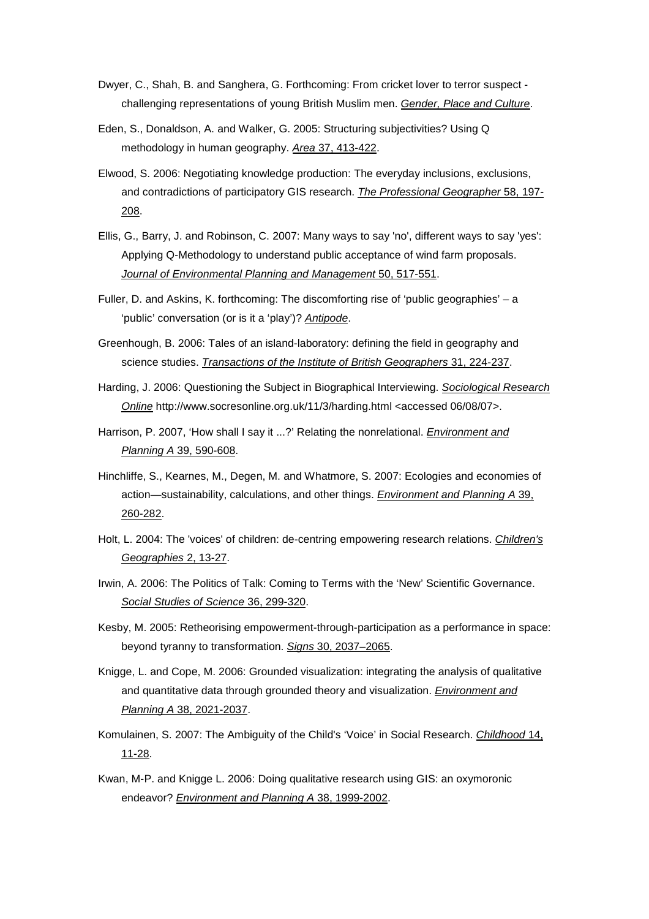Dwyer, C., Shah, B. and Sanghera, G. Forthcoming: From cricket lover to terror suspect - challenging representations of young British Muslim men. *Gender, Place and Culture*.

Eden, S., Donaldson, A. and Walker, G. 2005: Structuring subjectivities? Using Q methodology in human geography. *Area* 37, 413-422.

Elwood, S. 2006: Negotiating knowledge production: The everyday inclusions, exclusions, and contradictions of participatory GIS research. *The Professional Geographer* 58, 197-208.

Ellis, G., Barry, J. and Robinson, C. 2007: Many ways to say 'no', different ways to say 'yes': Applying Q-Methodology to understand public acceptance of wind farm proposals. *Journal of Environmental Planning and Management* 50, 517-551.

Fuller, D. and Askins, K. forthcoming: The discomforting rise of 'public geographies' – a 'public' conversation (or is it a 'play')? *Antipode*.

Greenhough, B. 2006: Tales of an island-laboratory: defining the field in geography and science studies. *Transactions of the Institute of British Geographers* 31, 224-237.

Harding, J. 2006: Questioning the Subject in Biographical Interviewing. *Sociological Research Online* http://www.socresonline.org.uk/11/3/harding.html <accessed 06/08/07>.

Harrison, P. 2007, 'How shall I say it ...?' Relating the nonrelational. *Environment and Planning A* 39, 590-608.

Hinchliffe, S., Kearnes, M., Degen, M. and Whatmore, S. 2007: Ecologies and economies of action—sustainability, calculations, and other things. *Environment and Planning A* 39, 260-282.

Holt, L. 2004: The 'voices' of children: de-centring empowering research relations. *Children's Geographies* 2, 13-27.

Irwin, A. 2006: The Politics of Talk: Coming to Terms with the 'New' Scientific Governance. *Social Studies of Science* 36, 299-320.

Kesby, M. 2005: Retheorising empowerment-through-participation as a performance in space: beyond tyranny to transformation. *Signs* 30, 2037–2065.

Knigge, L. and Cope, M. 2006: Grounded visualization: integrating the analysis of qualitative and quantitative data through grounded theory and visualization. *Environment and Planning A* 38, 2021-2037.

Komulainen, S. 2007: The Ambiguity of the Child's 'Voice' in Social Research. *Childhood* 14, 11-28.

Kwan, M-P. and Knigge L. 2006: Doing qualitative research using GIS: an oxymoronic endeavor? *Environment and Planning A* 38, 1999-2002.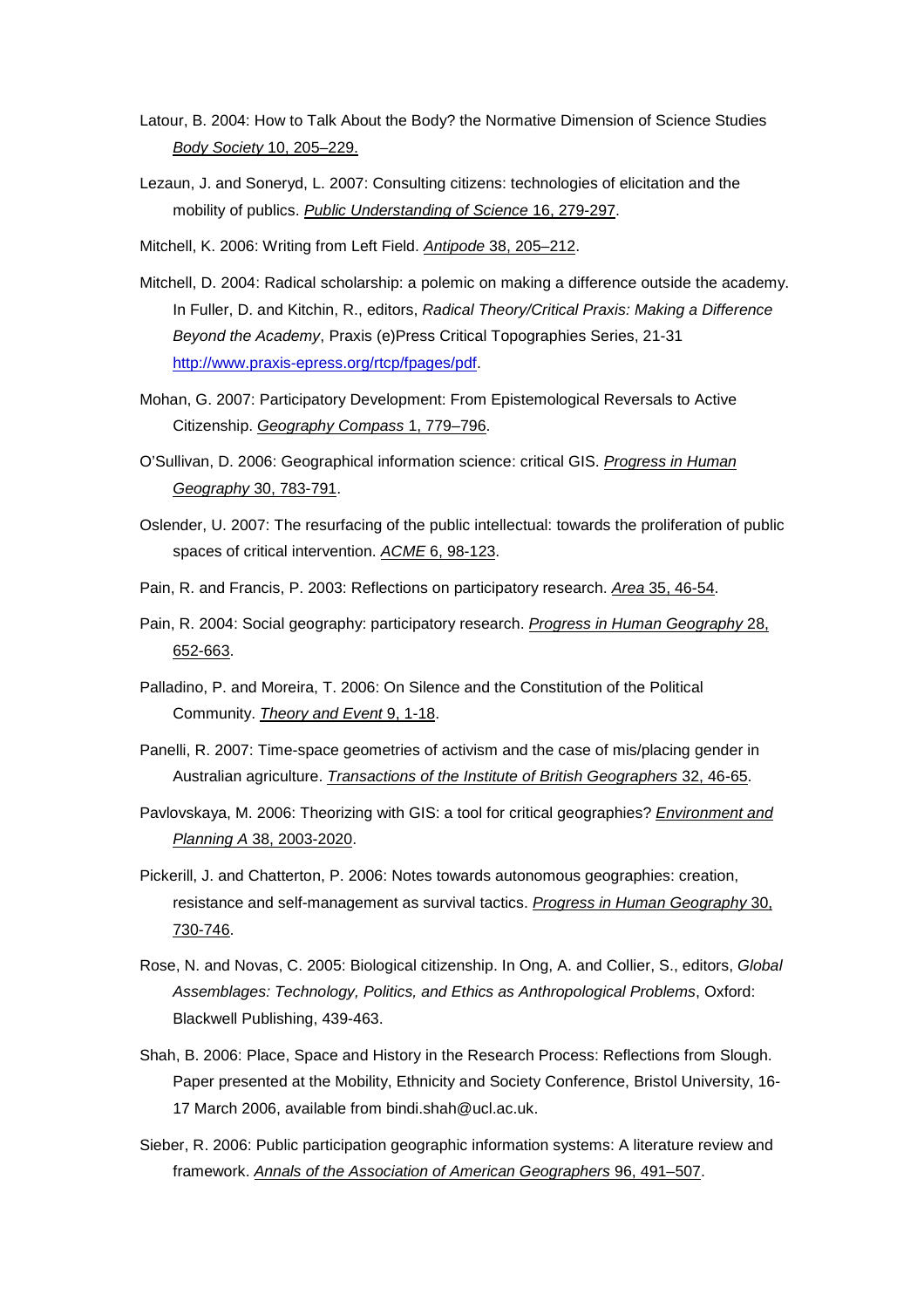Latour, B. 2004: How to Talk About the Body? the Normative Dimension of Science Studies *Body Society* 10, 205–229.

Lezaun, J. and Soneryd, L. 2007: Consulting citizens: technologies of elicitation and the mobility of publics. *Public Understanding of Science* 16, 279-297.

Mitchell, K. 2006: Writing from Left Field. *Antipode* 38, 205–212.

Mitchell, D. 2004: Radical scholarship: a polemic on making a difference outside the academy. In Fuller, D. and Kitchin, R., editors, *Radical Theory/Critical Praxis: Making a Difference Beyond the Academy*, Praxis (e)Press Critical Topographies Series, 21-31 http://www.praxis-epress.org/rtcp/fpages/pdf.

Mohan, G. 2007: Participatory Development: From Epistemological Reversals to Active Citizenship. *Geography Compass* 1, 779–796.

O'Sullivan, D. 2006: Geographical information science: critical GIS. *Progress in Human Geography* 30, 783-791.

Oslender, U. 2007: The resurfacing of the public intellectual: towards the proliferation of public spaces of critical intervention. *ACME* 6, 98-123.

Pain, R. and Francis, P. 2003: Reflections on participatory research. *Area* 35, 46-54.

Pain, R. 2004: Social geography: participatory research. *Progress in Human Geography* 28, 652-663.

Palladino, P. and Moreira, T. 2006: On Silence and the Constitution of the Political Community. *Theory and Event* 9, 1-18.

Panelli, R. 2007: Time-space geometries of activism and the case of mis/placing gender in Australian agriculture. *Transactions of the Institute of British Geographers* 32, 46-65.

Pavlovskaya, M. 2006: Theorizing with GIS: a tool for critical geographies? *Environment and Planning A* 38, 2003-2020.

Pickerill, J. and Chatterton, P. 2006: Notes towards autonomous geographies: creation, resistance and self-management as survival tactics. *Progress in Human Geography* 30, 730-746.

Rose, N. and Novas, C. 2005: Biological citizenship. In Ong, A. and Collier, S., editors, *Global Assemblages: Technology, Politics, and Ethics as Anthropological Problems*, Oxford: Blackwell Publishing, 439-463.

Shah, B. 2006: Place, Space and History in the Research Process: Reflections from Slough. Paper presented at the Mobility, Ethnicity and Society Conference, Bristol University, 16-17 March 2006, available from bindi.shah@ucl.ac.uk.

Sieber, R. 2006: Public participation geographic information systems: A literature review and framework. *Annals of the Association of American Geographers* 96, 491–507.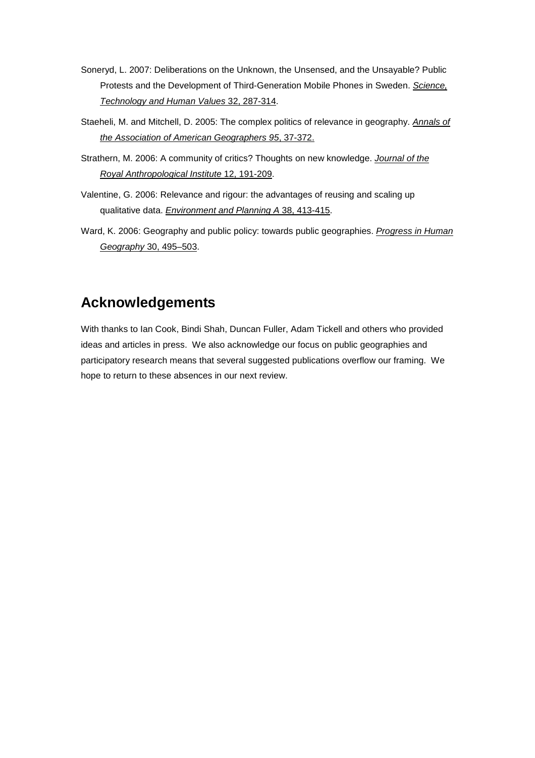Soneryd, L. 2007: Deliberations on the Unknown, the Unsensed, and the Unsayable? Public Protests and the Development of Third-Generation Mobile Phones in Sweden. *Science, Technology and Human Values* 32, 287-314.

Staeheli, M. and Mitchell, D. 2005: The complex politics of relevance in geography. *Annals of the Association of American Geographers 95*, 37-372.

Strathern, M. 2006: A community of critics? Thoughts on new knowledge. *Journal of the Royal Anthropological Institute* 12, 191-209.

Valentine, G. 2006: Relevance and rigour: the advantages of reusing and scaling up qualitative data. *Environment and Planning A* 38, 413-415.

Ward, K. 2006: Geography and public policy: towards public geographies. *Progress in Human Geography* 30, 495–503.

## Acknowledgements

With thanks to Ian Cook, Bindi Shah, Duncan Fuller, Adam Tickell and others who provided ideas and articles in press. We also acknowledge our focus on public geographies and participatory research means that several suggested publications overflow our framing. We hope to return to these absences in our next review.